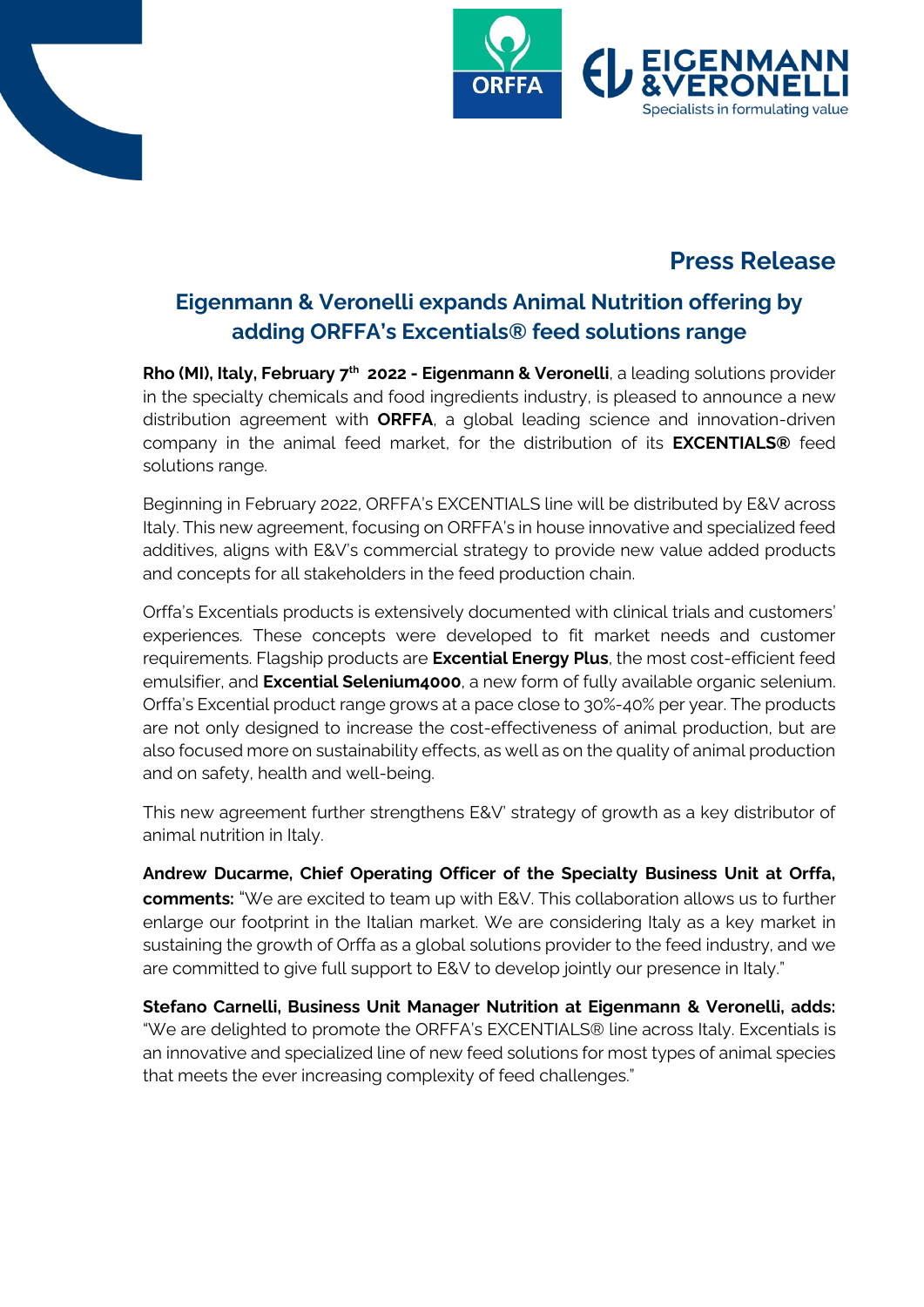# Press Release

## Eigenmann & Veronelli expands Animal Nutrition offering by adding ORFFA's Excentials® feed solutions range

**Rho (MI), Italy, February 7th 2022 - Eigenmann & Veronelli**, a leading solutions provider in the specialty chemicals and food ingredients industry, is pleased to announce a new distribution agreement with **ORFFA**, a global leading science and innovation-driven company in the animal feed market, for the distribution of its **EXCENTIALS®** feed solutions range.

Beginning in February 2022, ORFFA's EXCENTIALS line will be distributed by E&V across Italy. This new agreement, focusing on ORFFA's in house innovative and specialized feed additives, aligns with E&V's commercial strategy to provide new value added products and concepts for all stakeholders in the feed production chain.

Orffa's Excentials products is extensively documented with clinical trials and customers' experiences. These concepts were developed to fit market needs and customer requirements. Flagship products are **Excential Energy Plus**, the most cost-efficient feed emulsifier, and **Excential Selenium4000**, a new form of fully available organic selenium. Orffa's Excential product range grows at a pace close to 30%-40% per year. The products are not only designed to increase the cost-effectiveness of animal production, but are also focused more on sustainability effects, as well as on the quality of animal production and on safety, health and well-being.

This new agreement further strengthens E&V' strategy of growth as a key distributor of animal nutrition in Italy.

**Andrew Ducarme, Chief Operating Officer of the Specialty Business Unit at Orffa, comments:** "We are excited to team up with E&V. This collaboration allows us to further enlarge our footprint in the Italian market. We are considering Italy as a key market in sustaining the growth of Orffa as a global solutions provider to the feed industry, and we are committed to give full support to E&V to develop jointly our presence in Italy."

**Stefano Carnelli, Business Unit Manager Nutrition at Eigenmann & Veronelli, adds:** "We are delighted to promote the ORFFA's EXCENTIALS® line across Italy. Excentials is an innovative and specialized line of new feed solutions for most types of animal species that meets the ever increasing complexity of feed challenges."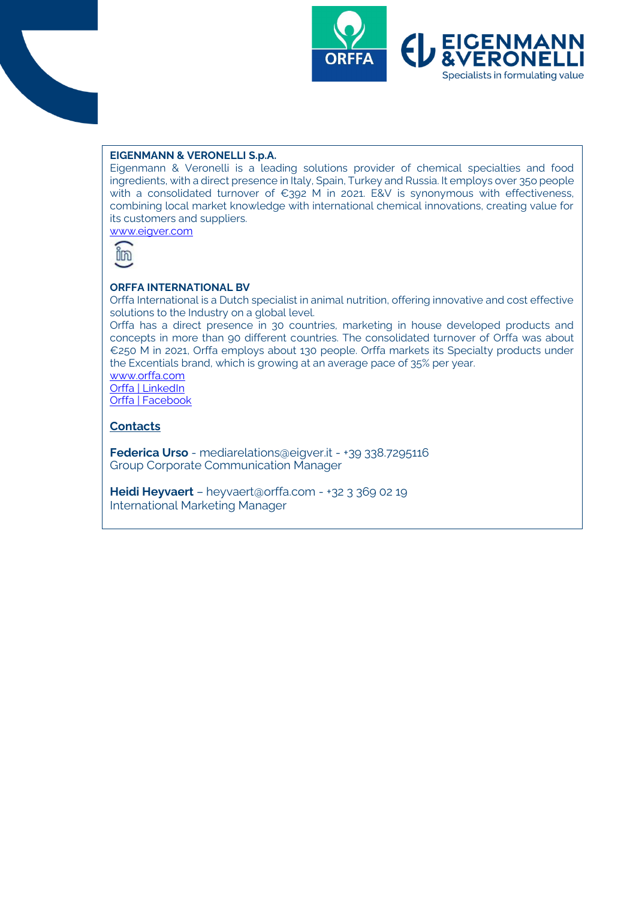**EIGENMANN & VERONELLI S.p.A.**

Eigenmann & Veronelli is a leading solutions provider of chemical specialties and food ingredients, with a direct presence in Italy, Spain, Turkey and Russia. It employs over 350 people with a consolidated turnover of €392 M in 2021. E&V is synonymous with effectiveness, combining local market knowledge with international chemical innovations, creating value for its customers and suppliers.

www.eigver.com

**ORFFA INTERNATIONAL BV**

Orffa International is a Dutch specialist in animal nutrition, offering innovative and cost effective solutions to the Industry on a global level.

Orffa has a direct presence in 30 countries, marketing in house developed products and concepts in more than 90 different countries. The consolidated turnover of Orffa was about €250 M in 2021, Orffa employs about 130 people. Orffa markets its Specialty products under the Excentials brand, which is growing at an average pace of 35% per year.

www.orffa.com
Orffa | LinkedIn
Orffa | Facebook

## Contacts

**Federica Urso** - mediarelations@eigver.it - +39 338.7295116
Group Corporate Communication Manager

**Heidi Heyvaert** – heyvaert@orffa.com - +32 3 369 02 19
International Marketing Manager